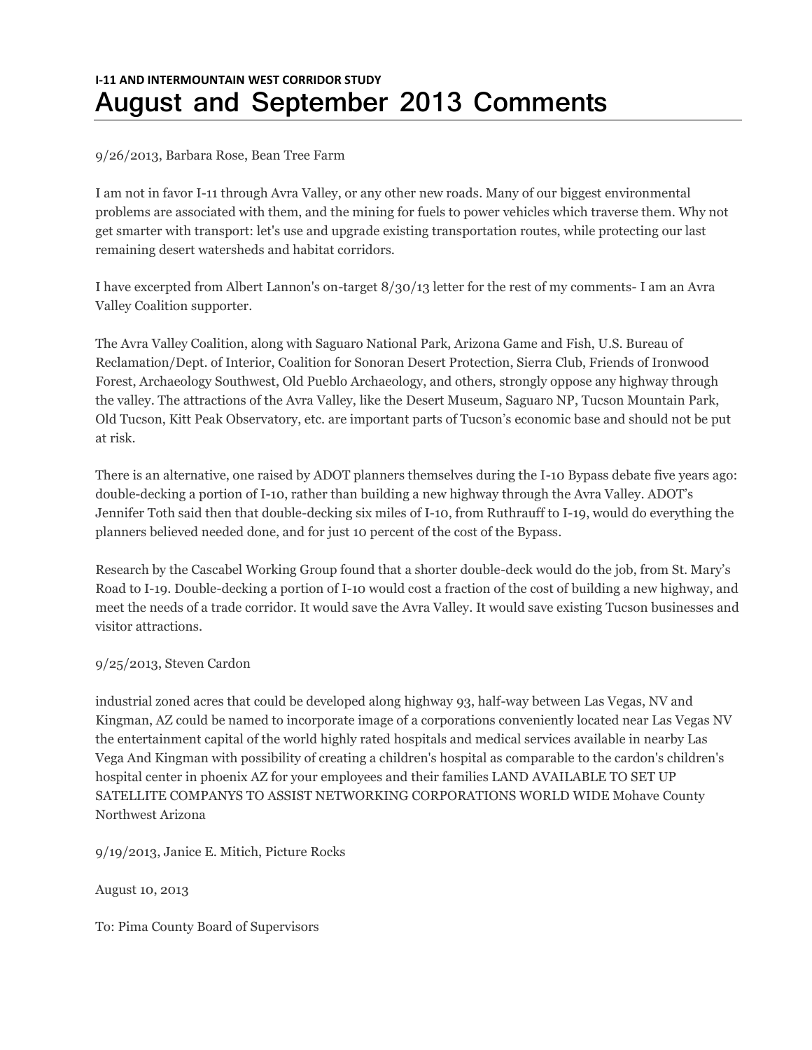**I-11 AND INTERMOUNTAIN WEST CORRIDOR STUDY**

# August and September 2013 Comments

9/26/2013, Barbara Rose, Bean Tree Farm

I am not in favor I-11 through Avra Valley, or any other new roads. Many of our biggest environmental problems are associated with them, and the mining for fuels to power vehicles which traverse them. Why not get smarter with transport: let's use and upgrade existing transportation routes, while protecting our last remaining desert watersheds and habitat corridors.

I have excerpted from Albert Lannon's on-target 8/30/13 letter for the rest of my comments- I am an Avra Valley Coalition supporter.

The Avra Valley Coalition, along with Saguaro National Park, Arizona Game and Fish, U.S. Bureau of Reclamation/Dept. of Interior, Coalition for Sonoran Desert Protection, Sierra Club, Friends of Ironwood Forest, Archaeology Southwest, Old Pueblo Archaeology, and others, strongly oppose any highway through the valley. The attractions of the Avra Valley, like the Desert Museum, Saguaro NP, Tucson Mountain Park, Old Tucson, Kitt Peak Observatory, etc. are important parts of Tucson's economic base and should not be put at risk.

There is an alternative, one raised by ADOT planners themselves during the I-10 Bypass debate five years ago: double-decking a portion of I-10, rather than building a new highway through the Avra Valley. ADOT's Jennifer Toth said then that double-decking six miles of I-10, from Ruthrauff to I-19, would do everything the planners believed needed done, and for just 10 percent of the cost of the Bypass.

Research by the Cascabel Working Group found that a shorter double-deck would do the job, from St. Mary's Road to I-19. Double-decking a portion of I-10 would cost a fraction of the cost of building a new highway, and meet the needs of a trade corridor. It would save the Avra Valley. It would save existing Tucson businesses and visitor attractions.

9/25/2013, Steven Cardon

industrial zoned acres that could be developed along highway 93, half-way between Las Vegas, NV and Kingman, AZ could be named to incorporate image of a corporations conveniently located near Las Vegas NV the entertainment capital of the world highly rated hospitals and medical services available in nearby Las Vega And Kingman with possibility of creating a children's hospital as comparable to the cardon's children's hospital center in phoenix AZ for your employees and their families LAND AVAILABLE TO SET UP SATELLITE COMPANYS TO ASSIST NETWORKING CORPORATIONS WORLD WIDE Mohave County Northwest Arizona

9/19/2013, Janice E. Mitich, Picture Rocks

August 10, 2013

To: Pima County Board of Supervisors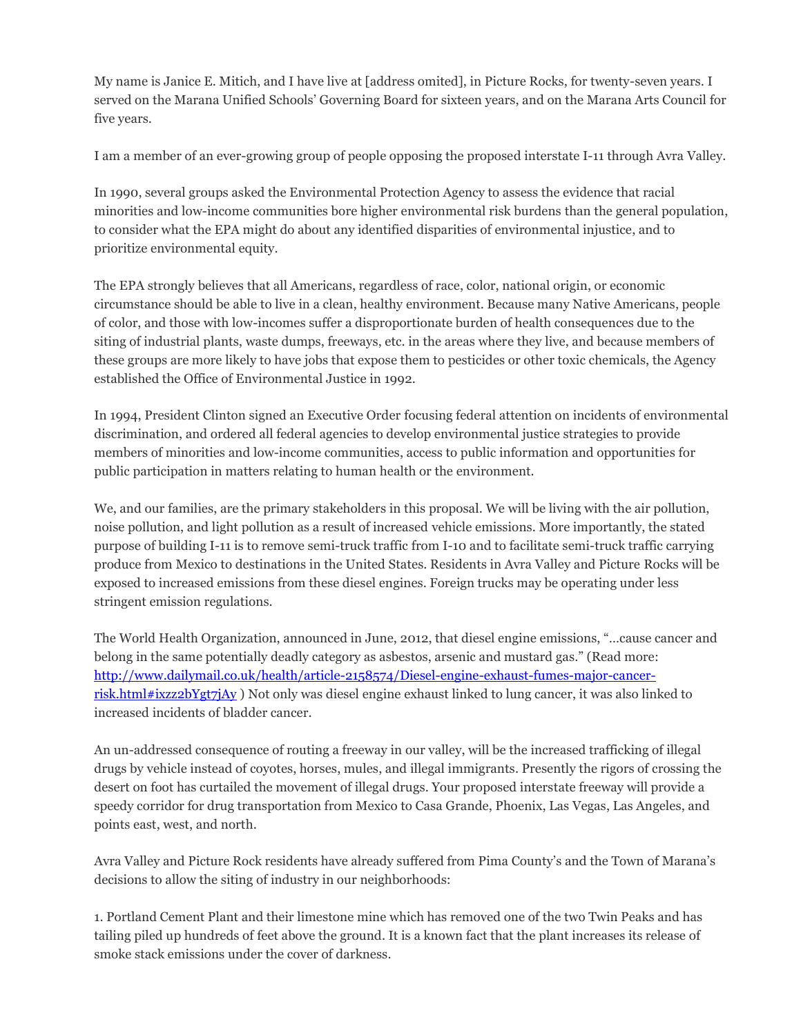My name is Janice E. Mitich, and I have live at [address omited], in Picture Rocks, for twenty-seven years. I served on the Marana Unified Schools' Governing Board for sixteen years, and on the Marana Arts Council for five years.

I am a member of an ever-growing group of people opposing the proposed interstate I-11 through Avra Valley.

In 1990, several groups asked the Environmental Protection Agency to assess the evidence that racial minorities and low-income communities bore higher environmental risk burdens than the general population, to consider what the EPA might do about any identified disparities of environmental injustice, and to prioritize environmental equity.

The EPA strongly believes that all Americans, regardless of race, color, national origin, or economic circumstance should be able to live in a clean, healthy environment. Because many Native Americans, people of color, and those with low-incomes suffer a disproportionate burden of health consequences due to the siting of industrial plants, waste dumps, freeways, etc. in the areas where they live, and because members of these groups are more likely to have jobs that expose them to pesticides or other toxic chemicals, the Agency established the Office of Environmental Justice in 1992.

In 1994, President Clinton signed an Executive Order focusing federal attention on incidents of environmental discrimination, and ordered all federal agencies to develop environmental justice strategies to provide members of minorities and low-income communities, access to public information and opportunities for public participation in matters relating to human health or the environment.

We, and our families, are the primary stakeholders in this proposal. We will be living with the air pollution, noise pollution, and light pollution as a result of increased vehicle emissions. More importantly, the stated purpose of building I-11 is to remove semi-truck traffic from I-10 and to facilitate semi-truck traffic carrying produce from Mexico to destinations in the United States. Residents in Avra Valley and Picture Rocks will be exposed to increased emissions from these diesel engines. Foreign trucks may be operating under less stringent emission regulations.

The World Health Organization, announced in June, 2012, that diesel engine emissions, "...cause cancer and belong in the same potentially deadly category as asbestos, arsenic and mustard gas." (Read more: [http://www.dailymail.co.uk/health/article-2158574/Diesel-engine-exhaust-fumes-major-cancer-risk.html#ixzz2bYgt7jAy](http://www.dailymail.co.uk/health/article-2158574/Diesel-engine-exhaust-fumes-major-cancer-risk.html#ixzz2bYgt7jAy) ) Not only was diesel engine exhaust linked to lung cancer, it was also linked to increased incidents of bladder cancer.

An un-addressed consequence of routing a freeway in our valley, will be the increased trafficking of illegal drugs by vehicle instead of coyotes, horses, mules, and illegal immigrants. Presently the rigors of crossing the desert on foot has curtailed the movement of illegal drugs. Your proposed interstate freeway will provide a speedy corridor for drug transportation from Mexico to Casa Grande, Phoenix, Las Vegas, Las Angeles, and points east, west, and north.

Avra Valley and Picture Rock residents have already suffered from Pima County's and the Town of Marana's decisions to allow the siting of industry in our neighborhoods:

1. Portland Cement Plant and their limestone mine which has removed one of the two Twin Peaks and has tailing piled up hundreds of feet above the ground. It is a known fact that the plant increases its release of smoke stack emissions under the cover of darkness.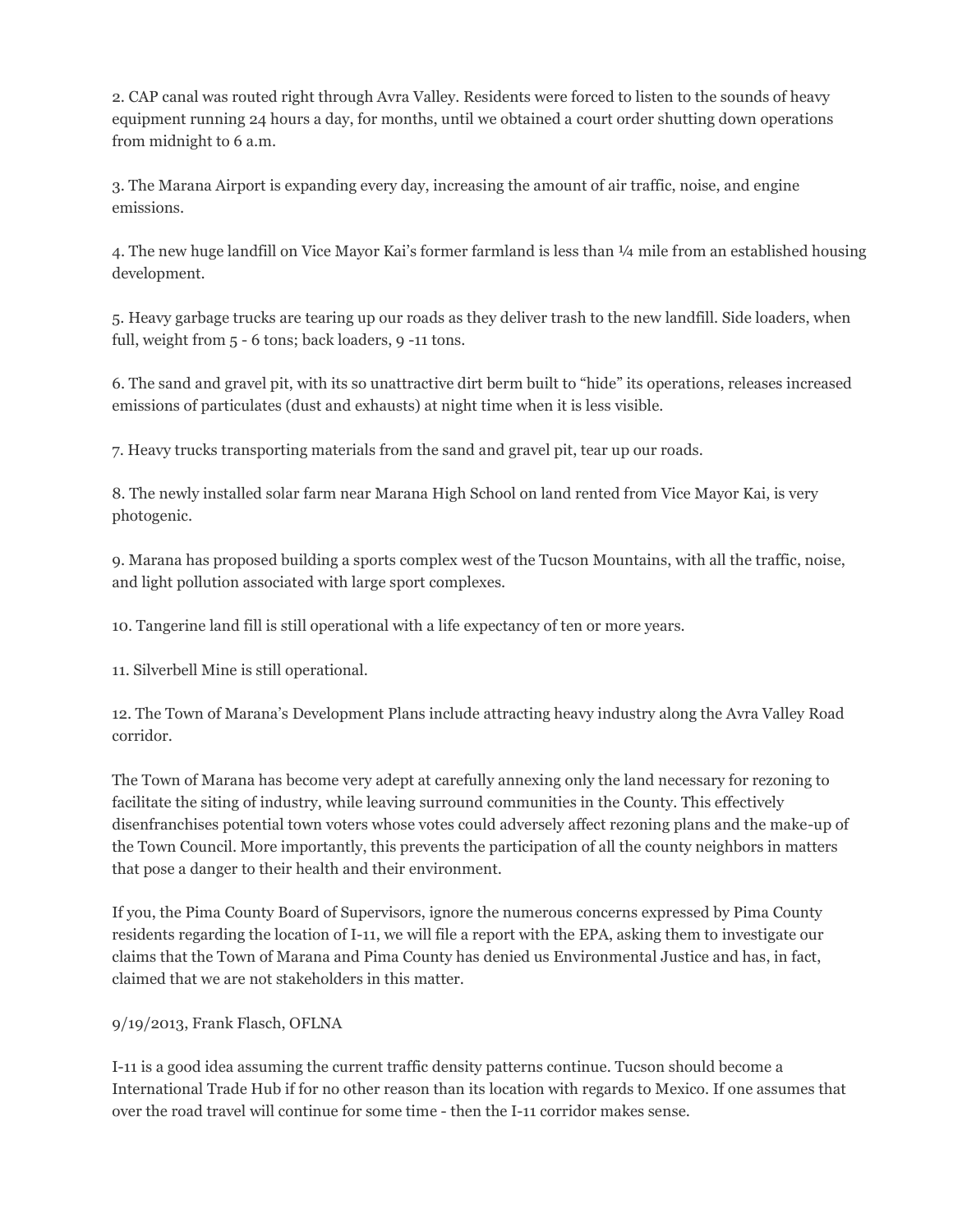2. CAP canal was routed right through Avra Valley. Residents were forced to listen to the sounds of heavy equipment running 24 hours a day, for months, until we obtained a court order shutting down operations from midnight to 6 a.m.

3. The Marana Airport is expanding every day, increasing the amount of air traffic, noise, and engine emissions.

4. The new huge landfill on Vice Mayor Kai's former farmland is less than ¼ mile from an established housing development.

5. Heavy garbage trucks are tearing up our roads as they deliver trash to the new landfill. Side loaders, when full, weight from 5 - 6 tons; back loaders, 9 -11 tons.

6. The sand and gravel pit, with its so unattractive dirt berm built to "hide" its operations, releases increased emissions of particulates (dust and exhausts) at night time when it is less visible.

7. Heavy trucks transporting materials from the sand and gravel pit, tear up our roads.

8. The newly installed solar farm near Marana High School on land rented from Vice Mayor Kai, is very photogenic.

9. Marana has proposed building a sports complex west of the Tucson Mountains, with all the traffic, noise, and light pollution associated with large sport complexes.

10. Tangerine land fill is still operational with a life expectancy of ten or more years.

11. Silverbell Mine is still operational.

12. The Town of Marana's Development Plans include attracting heavy industry along the Avra Valley Road corridor.

The Town of Marana has become very adept at carefully annexing only the land necessary for rezoning to facilitate the siting of industry, while leaving surround communities in the County. This effectively disenfranchises potential town voters whose votes could adversely affect rezoning plans and the make-up of the Town Council. More importantly, this prevents the participation of all the county neighbors in matters that pose a danger to their health and their environment.

If you, the Pima County Board of Supervisors, ignore the numerous concerns expressed by Pima County residents regarding the location of I-11, we will file a report with the EPA, asking them to investigate our claims that the Town of Marana and Pima County has denied us Environmental Justice and has, in fact, claimed that we are not stakeholders in this matter.

9/19/2013, Frank Flasch, OFLNA

I-11 is a good idea assuming the current traffic density patterns continue. Tucson should become a International Trade Hub if for no other reason than its location with regards to Mexico. If one assumes that over the road travel will continue for some time - then the I-11 corridor makes sense.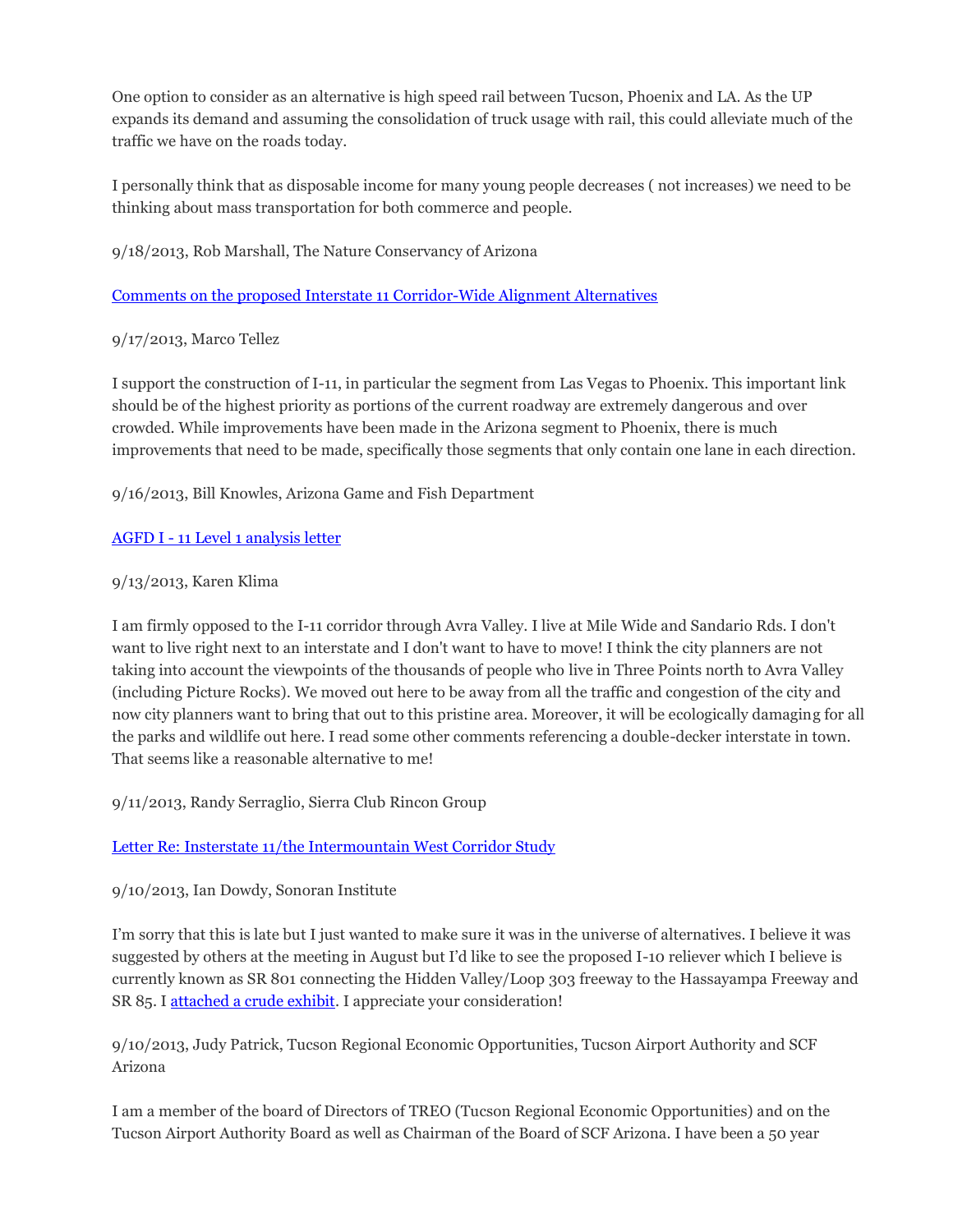One option to consider as an alternative is high speed rail between Tucson, Phoenix and LA. As the UP expands its demand and assuming the consolidation of truck usage with rail, this could alleviate much of the traffic we have on the roads today.

I personally think that as disposable income for many young people decreases ( not increases) we need to be thinking about mass transportation for both commerce and people.

9/18/2013, Rob Marshall, The Nature Conservancy of Arizona

[Comments on the proposed Interstate 11 Corridor-Wide Alignment Alternatives]

9/17/2013, Marco Tellez

I support the construction of I-11, in particular the segment from Las Vegas to Phoenix. This important link should be of the highest priority as portions of the current roadway are extremely dangerous and over crowded. While improvements have been made in the Arizona segment to Phoenix, there is much improvements that need to be made, specifically those segments that only contain one lane in each direction.

9/16/2013, Bill Knowles, Arizona Game and Fish Department

[AGFD I - 11 Level 1 analysis letter]

9/13/2013, Karen Klima

I am firmly opposed to the I-11 corridor through Avra Valley. I live at Mile Wide and Sandario Rds. I don't want to live right next to an interstate and I don't want to have to move! I think the city planners are not taking into account the viewpoints of the thousands of people who live in Three Points north to Avra Valley (including Picture Rocks). We moved out here to be away from all the traffic and congestion of the city and now city planners want to bring that out to this pristine area. Moreover, it will be ecologically damaging for all the parks and wildlife out here. I read some other comments referencing a double-decker interstate in town. That seems like a reasonable alternative to me!

9/11/2013, Randy Serraglio, Sierra Club Rincon Group

[Letter Re: Insterstate 11/the Intermountain West Corridor Study]

9/10/2013, Ian Dowdy, Sonoran Institute

I'm sorry that this is late but I just wanted to make sure it was in the universe of alternatives. I believe it was suggested by others at the meeting in August but I'd like to see the proposed I-10 reliever which I believe is currently known as SR 801 connecting the Hidden Valley/Loop 303 freeway to the Hassayampa Freeway and SR 85. I [attached a crude exhibit]. I appreciate your consideration!

9/10/2013, Judy Patrick, Tucson Regional Economic Opportunities, Tucson Airport Authority and SCF Arizona

I am a member of the board of Directors of TREO (Tucson Regional Economic Opportunities) and on the Tucson Airport Authority Board as well as Chairman of the Board of SCF Arizona. I have been a 50 year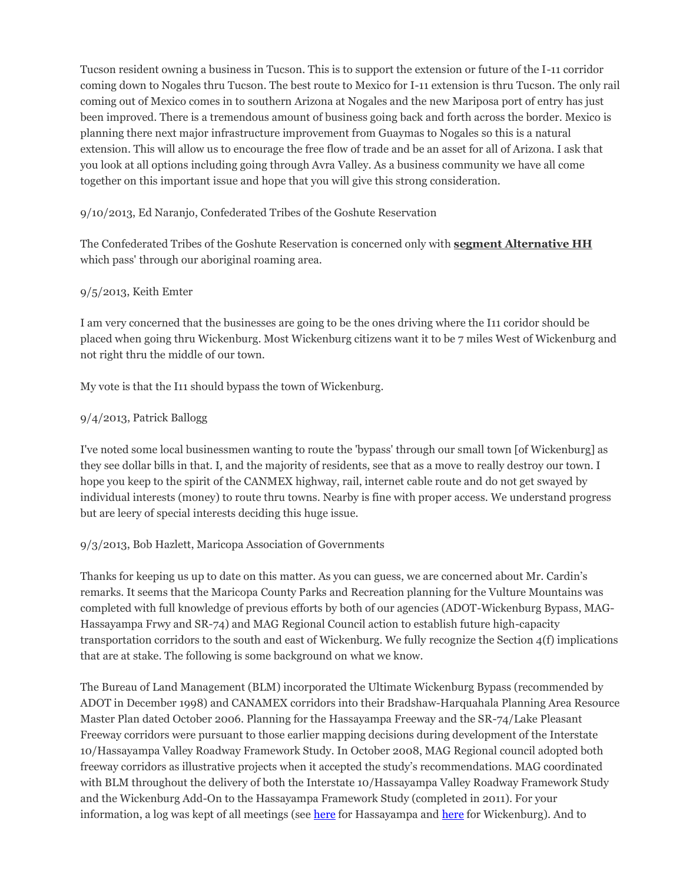Tucson resident owning a business in Tucson. This is to support the extension or future of the I-11 corridor coming down to Nogales thru Tucson. The best route to Mexico for I-11 extension is thru Tucson. The only rail coming out of Mexico comes in to southern Arizona at Nogales and the new Mariposa port of entry has just been improved. There is a tremendous amount of business going back and forth across the border. Mexico is planning there next major infrastructure improvement from Guaymas to Nogales so this is a natural extension. This will allow us to encourage the free flow of trade and be an asset for all of Arizona. I ask that you look at all options including going through Avra Valley. As a business community we have all come together on this important issue and hope that you will give this strong consideration.

9/10/2013, Ed Naranjo, Confederated Tribes of the Goshute Reservation

The Confederated Tribes of the Goshute Reservation is concerned only with **segment Alternative HH** which pass' through our aboriginal roaming area.

9/5/2013, Keith Emter

I am very concerned that the businesses are going to be the ones driving where the I11 coridor should be placed when going thru Wickenburg. Most Wickenburg citizens want it to be 7 miles West of Wickenburg and not right thru the middle of our town.

My vote is that the I11 should bypass the town of Wickenburg.

9/4/2013, Patrick Ballogg

I've noted some local businessmen wanting to route the 'bypass' through our small town [of Wickenburg] as they see dollar bills in that. I, and the majority of residents, see that as a move to really destroy our town. I hope you keep to the spirit of the CANMEX highway, rail, internet cable route and do not get swayed by individual interests (money) to route thru towns. Nearby is fine with proper access. We understand progress but are leery of special interests deciding this huge issue.

9/3/2013, Bob Hazlett, Maricopa Association of Governments

Thanks for keeping us up to date on this matter. As you can guess, we are concerned about Mr. Cardin's remarks. It seems that the Maricopa County Parks and Recreation planning for the Vulture Mountains was completed with full knowledge of previous efforts by both of our agencies (ADOT-Wickenburg Bypass, MAG-Hassayampa Frwy and SR-74) and MAG Regional Council action to establish future high-capacity transportation corridors to the south and east of Wickenburg. We fully recognize the Section 4(f) implications that are at stake. The following is some background on what we know.

The Bureau of Land Management (BLM) incorporated the Ultimate Wickenburg Bypass (recommended by ADOT in December 1998) and CANAMEX corridors into their Bradshaw-Harquahala Planning Area Resource Master Plan dated October 2006. Planning for the Hassayampa Freeway and the SR-74/Lake Pleasant Freeway corridors were pursuant to those earlier mapping decisions during development of the Interstate 10/Hassayampa Valley Roadway Framework Study. In October 2008, MAG Regional council adopted both freeway corridors as illustrative projects when it accepted the study's recommendations. MAG coordinated with BLM throughout the delivery of both the Interstate 10/Hassayampa Valley Roadway Framework Study and the Wickenburg Add-On to the Hassayampa Framework Study (completed in 2011). For your information, a log was kept of all meetings (see here for Hassayampa and here for Wickenburg). And to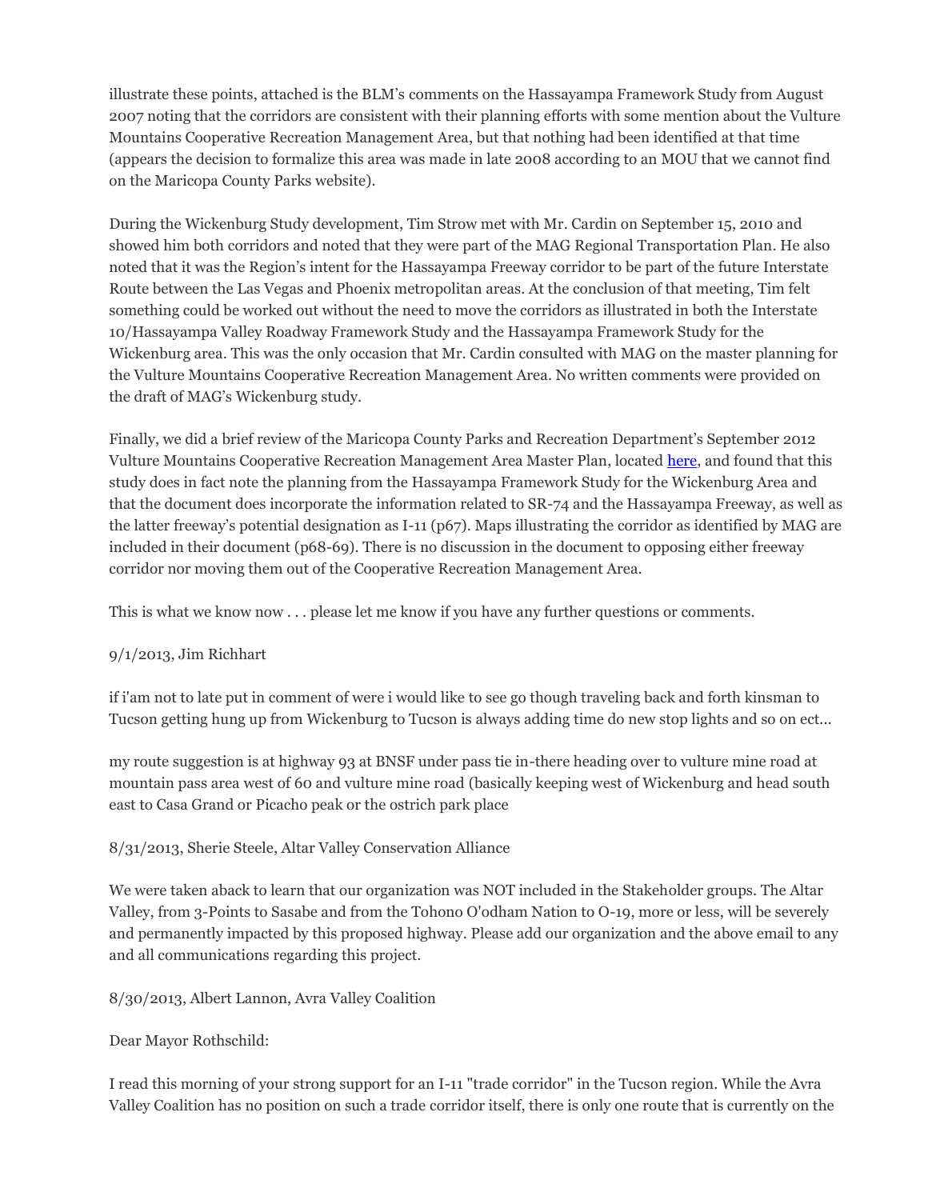illustrate these points, attached is the BLM's comments on the Hassayampa Framework Study from August 2007 noting that the corridors are consistent with their planning efforts with some mention about the Vulture Mountains Cooperative Recreation Management Area, but that nothing had been identified at that time (appears the decision to formalize this area was made in late 2008 according to an MOU that we cannot find on the Maricopa County Parks website).

During the Wickenburg Study development, Tim Strow met with Mr. Cardin on September 15, 2010 and showed him both corridors and noted that they were part of the MAG Regional Transportation Plan. He also noted that it was the Region's intent for the Hassayampa Freeway corridor to be part of the future Interstate Route between the Las Vegas and Phoenix metropolitan areas. At the conclusion of that meeting, Tim felt something could be worked out without the need to move the corridors as illustrated in both the Interstate 10/Hassayampa Valley Roadway Framework Study and the Hassayampa Framework Study for the Wickenburg area. This was the only occasion that Mr. Cardin consulted with MAG on the master planning for the Vulture Mountains Cooperative Recreation Management Area. No written comments were provided on the draft of MAG's Wickenburg study.

Finally, we did a brief review of the Maricopa County Parks and Recreation Department's September 2012 Vulture Mountains Cooperative Recreation Management Area Master Plan, located here, and found that this study does in fact note the planning from the Hassayampa Framework Study for the Wickenburg Area and that the document does incorporate the information related to SR-74 and the Hassayampa Freeway, as well as the latter freeway's potential designation as I-11 (p67). Maps illustrating the corridor as identified by MAG are included in their document (p68-69). There is no discussion in the document to opposing either freeway corridor nor moving them out of the Cooperative Recreation Management Area.

This is what we know now . . . please let me know if you have any further questions or comments.

9/1/2013, Jim Richhart

if i'am not to late put in comment of were i would like to see go though traveling back and forth kinsman to Tucson getting hung up from Wickenburg to Tucson is always adding time do new stop lights and so on ect...

my route suggestion is at highway 93 at BNSF under pass tie in-there heading over to vulture mine road at mountain pass area west of 60 and vulture mine road (basically keeping west of Wickenburg and head south east to Casa Grand or Picacho peak or the ostrich park place

8/31/2013, Sherie Steele, Altar Valley Conservation Alliance

We were taken aback to learn that our organization was NOT included in the Stakeholder groups. The Altar Valley, from 3-Points to Sasabe and from the Tohono O'odham Nation to O-19, more or less, will be severely and permanently impacted by this proposed highway. Please add our organization and the above email to any and all communications regarding this project.

8/30/2013, Albert Lannon, Avra Valley Coalition

Dear Mayor Rothschild:

I read this morning of your strong support for an I-11 "trade corridor" in the Tucson region. While the Avra Valley Coalition has no position on such a trade corridor itself, there is only one route that is currently on the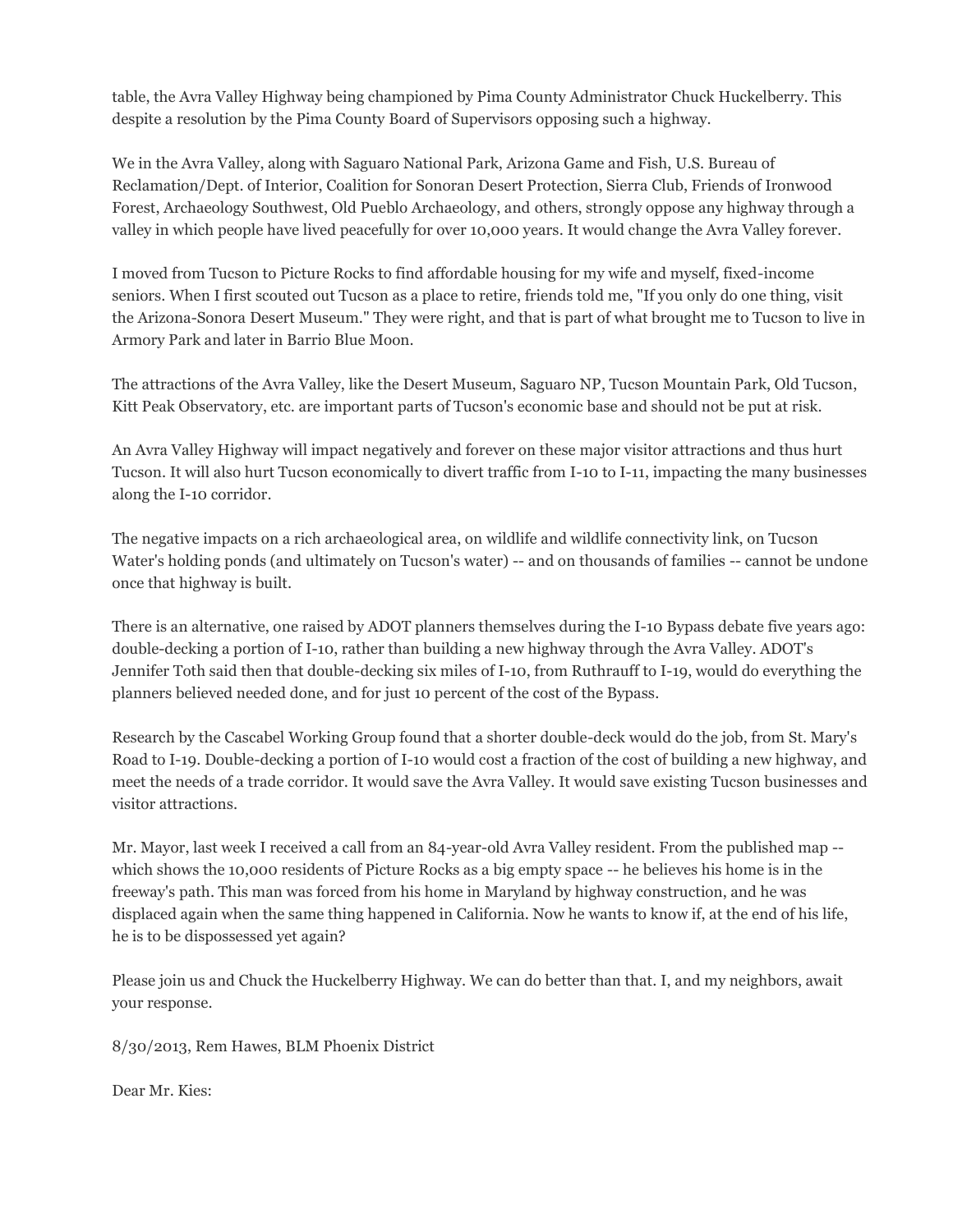table, the Avra Valley Highway being championed by Pima County Administrator Chuck Huckelberry. This despite a resolution by the Pima County Board of Supervisors opposing such a highway.

We in the Avra Valley, along with Saguaro National Park, Arizona Game and Fish, U.S. Bureau of Reclamation/Dept. of Interior, Coalition for Sonoran Desert Protection, Sierra Club, Friends of Ironwood Forest, Archaeology Southwest, Old Pueblo Archaeology, and others, strongly oppose any highway through a valley in which people have lived peacefully for over 10,000 years. It would change the Avra Valley forever.

I moved from Tucson to Picture Rocks to find affordable housing for my wife and myself, fixed-income seniors. When I first scouted out Tucson as a place to retire, friends told me, "If you only do one thing, visit the Arizona-Sonora Desert Museum." They were right, and that is part of what brought me to Tucson to live in Armory Park and later in Barrio Blue Moon.

The attractions of the Avra Valley, like the Desert Museum, Saguaro NP, Tucson Mountain Park, Old Tucson, Kitt Peak Observatory, etc. are important parts of Tucson's economic base and should not be put at risk.

An Avra Valley Highway will impact negatively and forever on these major visitor attractions and thus hurt Tucson. It will also hurt Tucson economically to divert traffic from I-10 to I-11, impacting the many businesses along the I-10 corridor.

The negative impacts on a rich archaeological area, on wildlife and wildlife connectivity link, on Tucson Water's holding ponds (and ultimately on Tucson's water) -- and on thousands of families -- cannot be undone once that highway is built.

There is an alternative, one raised by ADOT planners themselves during the I-10 Bypass debate five years ago: double-decking a portion of I-10, rather than building a new highway through the Avra Valley. ADOT's Jennifer Toth said then that double-decking six miles of I-10, from Ruthrauff to I-19, would do everything the planners believed needed done, and for just 10 percent of the cost of the Bypass.

Research by the Cascabel Working Group found that a shorter double-deck would do the job, from St. Mary's Road to I-19. Double-decking a portion of I-10 would cost a fraction of the cost of building a new highway, and meet the needs of a trade corridor. It would save the Avra Valley. It would save existing Tucson businesses and visitor attractions.

Mr. Mayor, last week I received a call from an 84-year-old Avra Valley resident. From the published map -- which shows the 10,000 residents of Picture Rocks as a big empty space -- he believes his home is in the freeway's path. This man was forced from his home in Maryland by highway construction, and he was displaced again when the same thing happened in California. Now he wants to know if, at the end of his life, he is to be dispossessed yet again?

Please join us and Chuck the Huckelberry Highway. We can do better than that. I, and my neighbors, await your response.

8/30/2013, Rem Hawes, BLM Phoenix District

Dear Mr. Kies: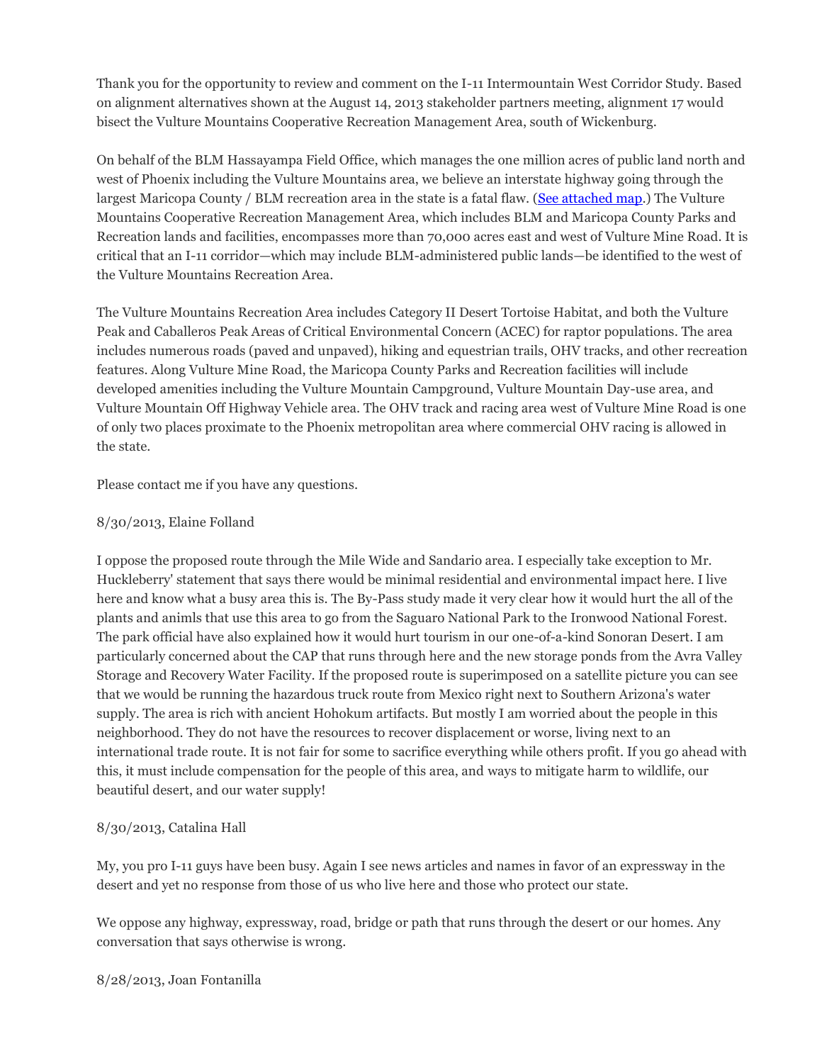Thank you for the opportunity to review and comment on the I-11 Intermountain West Corridor Study. Based on alignment alternatives shown at the August 14, 2013 stakeholder partners meeting, alignment 17 would bisect the Vulture Mountains Cooperative Recreation Management Area, south of Wickenburg.

On behalf of the BLM Hassayampa Field Office, which manages the one million acres of public land north and west of Phoenix including the Vulture Mountains area, we believe an interstate highway going through the largest Maricopa County / BLM recreation area in the state is a fatal flaw. (See attached map.) The Vulture Mountains Cooperative Recreation Management Area, which includes BLM and Maricopa County Parks and Recreation lands and facilities, encompasses more than 70,000 acres east and west of Vulture Mine Road. It is critical that an I-11 corridor—which may include BLM-administered public lands—be identified to the west of the Vulture Mountains Recreation Area.

The Vulture Mountains Recreation Area includes Category II Desert Tortoise Habitat, and both the Vulture Peak and Caballeros Peak Areas of Critical Environmental Concern (ACEC) for raptor populations. The area includes numerous roads (paved and unpaved), hiking and equestrian trails, OHV tracks, and other recreation features. Along Vulture Mine Road, the Maricopa County Parks and Recreation facilities will include developed amenities including the Vulture Mountain Campground, Vulture Mountain Day-use area, and Vulture Mountain Off Highway Vehicle area. The OHV track and racing area west of Vulture Mine Road is one of only two places proximate to the Phoenix metropolitan area where commercial OHV racing is allowed in the state.

Please contact me if you have any questions.

8/30/2013, Elaine Folland

I oppose the proposed route through the Mile Wide and Sandario area. I especially take exception to Mr. Huckleberry' statement that says there would be minimal residential and environmental impact here. I live here and know what a busy area this is. The By-Pass study made it very clear how it would hurt the all of the plants and animls that use this area to go from the Saguaro National Park to the Ironwood National Forest. The park official have also explained how it would hurt tourism in our one-of-a-kind Sonoran Desert. I am particularly concerned about the CAP that runs through here and the new storage ponds from the Avra Valley Storage and Recovery Water Facility. If the proposed route is superimposed on a satellite picture you can see that we would be running the hazardous truck route from Mexico right next to Southern Arizona's water supply. The area is rich with ancient Hohokum artifacts. But mostly I am worried about the people in this neighborhood. They do not have the resources to recover displacement or worse, living next to an international trade route. It is not fair for some to sacrifice everything while others profit. If you go ahead with this, it must include compensation for the people of this area, and ways to mitigate harm to wildlife, our beautiful desert, and our water supply!

8/30/2013, Catalina Hall

My, you pro I-11 guys have been busy. Again I see news articles and names in favor of an expressway in the desert and yet no response from those of us who live here and those who protect our state.

We oppose any highway, expressway, road, bridge or path that runs through the desert or our homes. Any conversation that says otherwise is wrong.

8/28/2013, Joan Fontanilla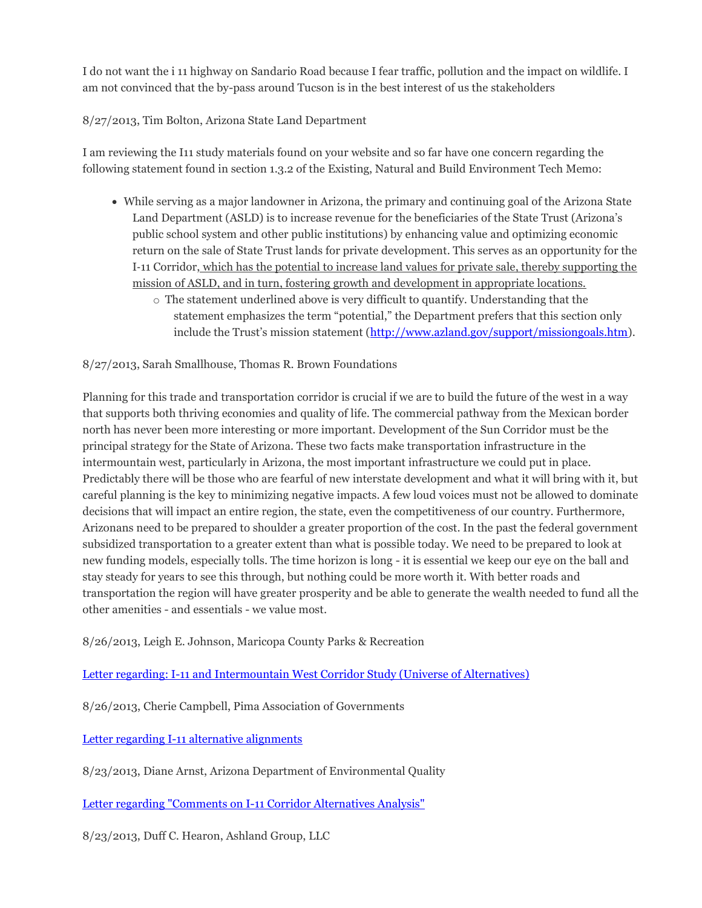I do not want the i 11 highway on Sandario Road because I fear traffic, pollution and the impact on wildlife. I am not convinced that the by-pass around Tucson is in the best interest of us the stakeholders

8/27/2013, Tim Bolton, Arizona State Land Department

I am reviewing the I11 study materials found on your website and so far have one concern regarding the following statement found in section 1.3.2 of the Existing, Natural and Build Environment Tech Memo:

- While serving as a major landowner in Arizona, the primary and continuing goal of the Arizona State Land Department (ASLD) is to increase revenue for the beneficiaries of the State Trust (Arizona's public school system and other public institutions) by enhancing value and optimizing economic return on the sale of State Trust lands for private development. This serves as an opportunity for the I-11 Corridor, which has the potential to increase land values for private sale, thereby supporting the mission of ASLD, and in turn, fostering growth and development in appropriate locations.
  - The statement underlined above is very difficult to quantify. Understanding that the statement emphasizes the term "potential," the Department prefers that this section only include the Trust's mission statement (http://www.azland.gov/support/missiongoals.htm).

8/27/2013, Sarah Smallhouse, Thomas R. Brown Foundations

Planning for this trade and transportation corridor is crucial if we are to build the future of the west in a way that supports both thriving economies and quality of life. The commercial pathway from the Mexican border north has never been more interesting or more important. Development of the Sun Corridor must be the principal strategy for the State of Arizona. These two facts make transportation infrastructure in the intermountain west, particularly in Arizona, the most important infrastructure we could put in place. Predictably there will be those who are fearful of new interstate development and what it will bring with it, but careful planning is the key to minimizing negative impacts. A few loud voices must not be allowed to dominate decisions that will impact an entire region, the state, even the competitiveness of our country. Furthermore, Arizonans need to be prepared to shoulder a greater proportion of the cost. In the past the federal government subsidized transportation to a greater extent than what is possible today. We need to be prepared to look at new funding models, especially tolls. The time horizon is long - it is essential we keep our eye on the ball and stay steady for years to see this through, but nothing could be more worth it. With better roads and transportation the region will have greater prosperity and be able to generate the wealth needed to fund all the other amenities - and essentials - we value most.

8/26/2013, Leigh E. Johnson, Maricopa County Parks & Recreation

Letter regarding: I-11 and Intermountain West Corridor Study (Universe of Alternatives)

8/26/2013, Cherie Campbell, Pima Association of Governments

Letter regarding I-11 alternative alignments

8/23/2013, Diane Arnst, Arizona Department of Environmental Quality

Letter regarding "Comments on I-11 Corridor Alternatives Analysis"

8/23/2013, Duff C. Hearon, Ashland Group, LLC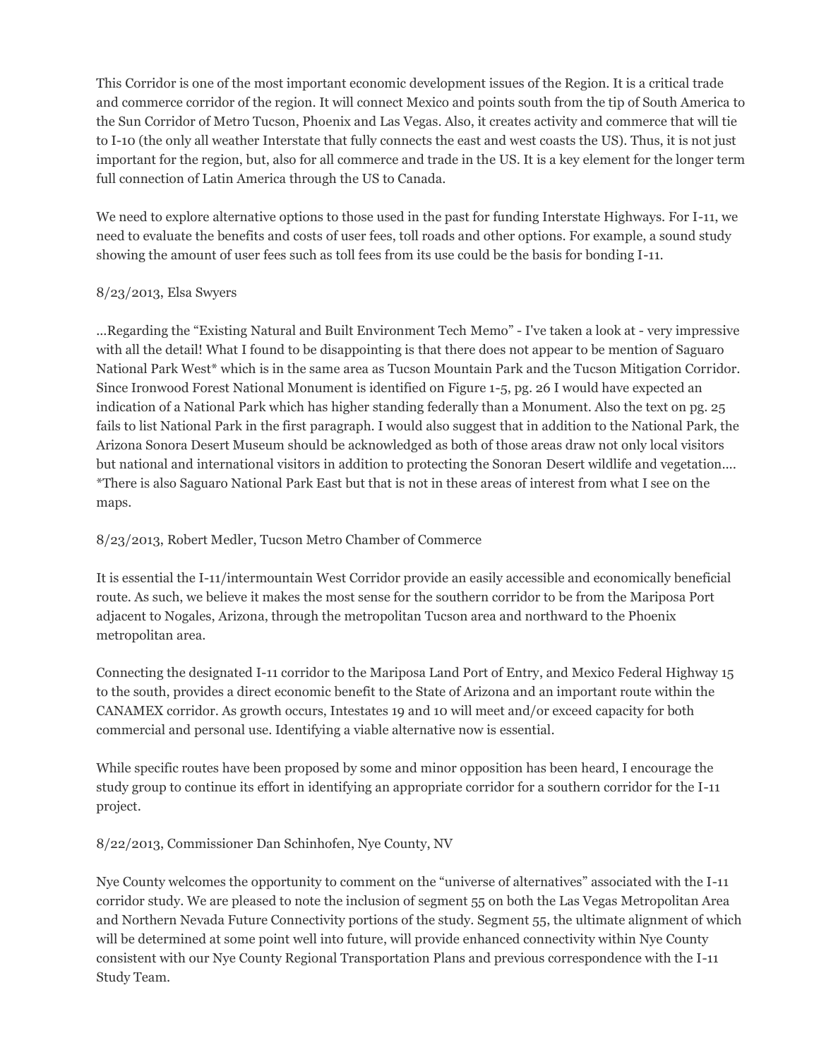This Corridor is one of the most important economic development issues of the Region. It is a critical trade and commerce corridor of the region. It will connect Mexico and points south from the tip of South America to the Sun Corridor of Metro Tucson, Phoenix and Las Vegas. Also, it creates activity and commerce that will tie to I-10 (the only all weather Interstate that fully connects the east and west coasts the US). Thus, it is not just important for the region, but, also for all commerce and trade in the US. It is a key element for the longer term full connection of Latin America through the US to Canada.

We need to explore alternative options to those used in the past for funding Interstate Highways. For I-11, we need to evaluate the benefits and costs of user fees, toll roads and other options. For example, a sound study showing the amount of user fees such as toll fees from its use could be the basis for bonding I-11.

8/23/2013, Elsa Swyers

...Regarding the "Existing Natural and Built Environment Tech Memo" - I've taken a look at - very impressive with all the detail! What I found to be disappointing is that there does not appear to be mention of Saguaro National Park West* which is in the same area as Tucson Mountain Park and the Tucson Mitigation Corridor. Since Ironwood Forest National Monument is identified on Figure 1-5, pg. 26 I would have expected an indication of a National Park which has higher standing federally than a Monument. Also the text on pg. 25 fails to list National Park in the first paragraph. I would also suggest that in addition to the National Park, the Arizona Sonora Desert Museum should be acknowledged as both of those areas draw not only local visitors but national and international visitors in addition to protecting the Sonoran Desert wildlife and vegetation.... *There is also Saguaro National Park East but that is not in these areas of interest from what I see on the maps.

8/23/2013, Robert Medler, Tucson Metro Chamber of Commerce

It is essential the I-11/intermountain West Corridor provide an easily accessible and economically beneficial route. As such, we believe it makes the most sense for the southern corridor to be from the Mariposa Port adjacent to Nogales, Arizona, through the metropolitan Tucson area and northward to the Phoenix metropolitan area.

Connecting the designated I-11 corridor to the Mariposa Land Port of Entry, and Mexico Federal Highway 15 to the south, provides a direct economic benefit to the State of Arizona and an important route within the CANAMEX corridor. As growth occurs, Intestates 19 and 10 will meet and/or exceed capacity for both commercial and personal use. Identifying a viable alternative now is essential.

While specific routes have been proposed by some and minor opposition has been heard, I encourage the study group to continue its effort in identifying an appropriate corridor for a southern corridor for the I-11 project.

8/22/2013, Commissioner Dan Schinhofen, Nye County, NV

Nye County welcomes the opportunity to comment on the "universe of alternatives" associated with the I-11 corridor study. We are pleased to note the inclusion of segment 55 on both the Las Vegas Metropolitan Area and Northern Nevada Future Connectivity portions of the study. Segment 55, the ultimate alignment of which will be determined at some point well into future, will provide enhanced connectivity within Nye County consistent with our Nye County Regional Transportation Plans and previous correspondence with the I-11 Study Team.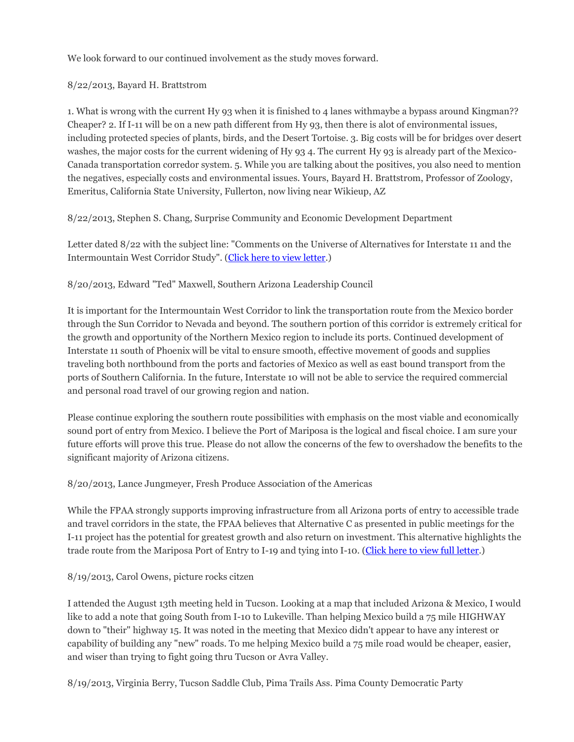We look forward to our continued involvement as the study moves forward.

8/22/2013, Bayard H. Brattstrom

1. What is wrong with the current Hy 93 when it is finished to 4 lanes withmaybe a bypass around Kingman?? Cheaper? 2. If I-11 will be on a new path different from Hy 93, then there is alot of environmental issues, including protected species of plants, birds, and the Desert Tortoise. 3. Big costs will be for bridges over desert washes, the major costs for the current widening of Hy 93 4. The current Hy 93 is already part of the Mexico-Canada transportation corredor system. 5. While you are talking about the positives, you also need to mention the negatives, especially costs and environmental issues. Yours, Bayard H. Brattstrom, Professor of Zoology, Emeritus, California State University, Fullerton, now living near Wikieup, AZ

8/22/2013, Stephen S. Chang, Surprise Community and Economic Development Department

Letter dated 8/22 with the subject line: "Comments on the Universe of Alternatives for Interstate 11 and the Intermountain West Corridor Study". (Click here to view letter.)

8/20/2013, Edward "Ted" Maxwell, Southern Arizona Leadership Council

It is important for the Intermountain West Corridor to link the transportation route from the Mexico border through the Sun Corridor to Nevada and beyond. The southern portion of this corridor is extremely critical for the growth and opportunity of the Northern Mexico region to include its ports. Continued development of Interstate 11 south of Phoenix will be vital to ensure smooth, effective movement of goods and supplies traveling both northbound from the ports and factories of Mexico as well as east bound transport from the ports of Southern California. In the future, Interstate 10 will not be able to service the required commercial and personal road travel of our growing region and nation.

Please continue exploring the southern route possibilities with emphasis on the most viable and economically sound port of entry from Mexico. I believe the Port of Mariposa is the logical and fiscal choice. I am sure your future efforts will prove this true. Please do not allow the concerns of the few to overshadow the benefits to the significant majority of Arizona citizens.

8/20/2013, Lance Jungmeyer, Fresh Produce Association of the Americas

While the FPAA strongly supports improving infrastructure from all Arizona ports of entry to accessible trade and travel corridors in the state, the FPAA believes that Alternative C as presented in public meetings for the I-11 project has the potential for greatest growth and also return on investment. This alternative highlights the trade route from the Mariposa Port of Entry to I-19 and tying into I-10. (Click here to view full letter.)

8/19/2013, Carol Owens, picture rocks citizen

I attended the August 13th meeting held in Tucson. Looking at a map that included Arizona & Mexico, I would like to add a note that going South from I-10 to Lukeville. Than helping Mexico build a 75 mile HIGHWAY down to "their" highway 15. It was noted in the meeting that Mexico didn't appear to have any interest or capability of building any "new" roads. To me helping Mexico build a 75 mile road would be cheaper, easier, and wiser than trying to fight going thru Tucson or Avra Valley.

8/19/2013, Virginia Berry, Tucson Saddle Club, Pima Trails Ass. Pima County Democratic Party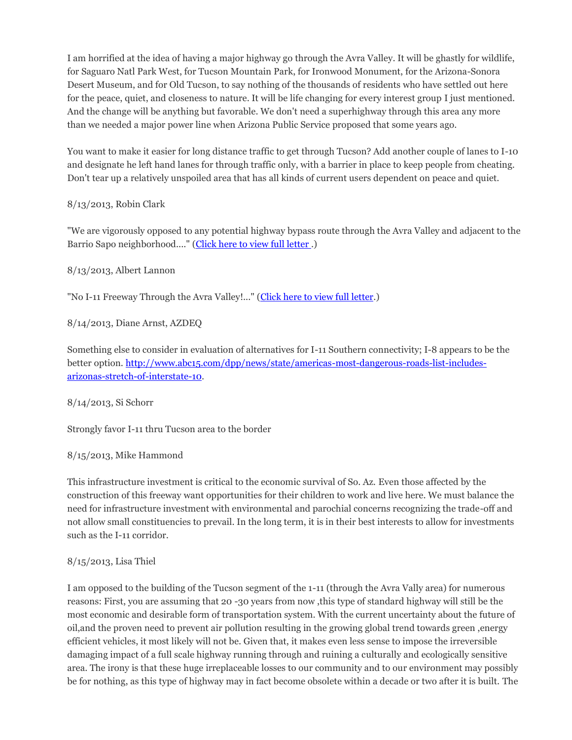I am horrified at the idea of having a major highway go through the Avra Valley. It will be ghastly for wildlife, for Saguaro Natl Park West, for Tucson Mountain Park, for Ironwood Monument, for the Arizona-Sonora Desert Museum, and for Old Tucson, to say nothing of the thousands of residents who have settled out here for the peace, quiet, and closeness to nature. It will be life changing for every interest group I just mentioned. And the change will be anything but favorable. We don't need a superhighway through this area any more than we needed a major power line when Arizona Public Service proposed that some years ago.

You want to make it easier for long distance traffic to get through Tucson? Add another couple of lanes to I-10 and designate he left hand lanes for through traffic only, with a barrier in place to keep people from cheating. Don't tear up a relatively unspoiled area that has all kinds of current users dependent on peace and quiet.

8/13/2013, Robin Clark

"We are vigorously opposed to any potential highway bypass route through the Avra Valley and adjacent to the Barrio Sapo neighborhood...." (Click here to view full letter .)

8/13/2013, Albert Lannon

"No I-11 Freeway Through the Avra Valley!..." (Click here to view full letter.)

8/14/2013, Diane Arnst, AZDEQ

Something else to consider in evaluation of alternatives for I-11 Southern connectivity; I-8 appears to be the better option. http://www.abc15.com/dpp/news/state/americas-most-dangerous-roads-list-includes-arizonas-stretch-of-interstate-10.

8/14/2013, Si Schorr

Strongly favor I-11 thru Tucson area to the border

8/15/2013, Mike Hammond

This infrastructure investment is critical to the economic survival of So. Az. Even those affected by the construction of this freeway want opportunities for their children to work and live here. We must balance the need for infrastructure investment with environmental and parochial concerns recognizing the trade-off and not allow small constituencies to prevail. In the long term, it is in their best interests to allow for investments such as the I-11 corridor.

8/15/2013, Lisa Thiel

I am opposed to the building of the Tucson segment of the 1-11 (through the Avra Vally area) for numerous reasons: First, you are assuming that 20 -30 years from now ,this type of standard highway will still be the most economic and desirable form of transportation system. With the current uncertainty about the future of oil,and the proven need to prevent air pollution resulting in the growing global trend towards green ,energy efficient vehicles, it most likely will not be. Given that, it makes even less sense to impose the irreversible damaging impact of a full scale highway running through and ruining a culturally and ecologically sensitive area. The irony is that these huge irreplaceable losses to our community and to our environment may possibly be for nothing, as this type of highway may in fact become obsolete within a decade or two after it is built. The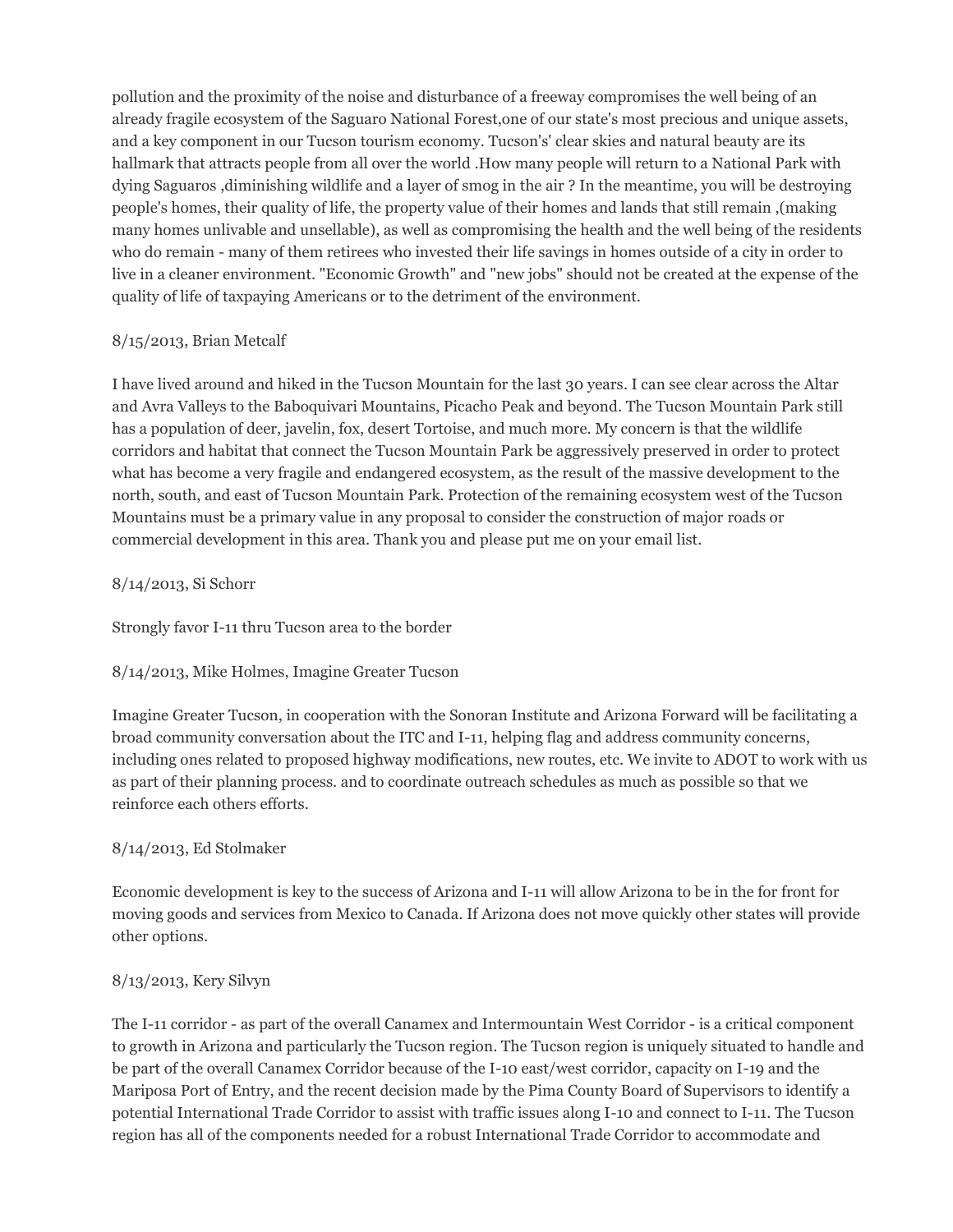pollution and the proximity of the noise and disturbance of a freeway compromises the well being of an already fragile ecosystem of the Saguaro National Forest,one of our state's most precious and unique assets, and a key component in our Tucson tourism economy. Tucson's' clear skies and natural beauty are its hallmark that attracts people from all over the world .How many people will return to a National Park with dying Saguaros ,diminishing wildlife and a layer of smog in the air ? In the meantime, you will be destroying people's homes, their quality of life, the property value of their homes and lands that still remain ,(making many homes unlivable and unsellable), as well as compromising the health and the well being of the residents who do remain - many of them retirees who invested their life savings in homes outside of a city in order to live in a cleaner environment. "Economic Growth" and "new jobs" should not be created at the expense of the quality of life of taxpaying Americans or to the detriment of the environment.

8/15/2013, Brian Metcalf

I have lived around and hiked in the Tucson Mountain for the last 30 years. I can see clear across the Altar and Avra Valleys to the Baboquivari Mountains, Picacho Peak and beyond. The Tucson Mountain Park still has a population of deer, javelin, fox, desert Tortoise, and much more. My concern is that the wildlife corridors and habitat that connect the Tucson Mountain Park be aggressively preserved in order to protect what has become a very fragile and endangered ecosystem, as the result of the massive development to the north, south, and east of Tucson Mountain Park. Protection of the remaining ecosystem west of the Tucson Mountains must be a primary value in any proposal to consider the construction of major roads or commercial development in this area. Thank you and please put me on your email list.

8/14/2013, Si Schorr

Strongly favor I-11 thru Tucson area to the border

8/14/2013, Mike Holmes, Imagine Greater Tucson

Imagine Greater Tucson, in cooperation with the Sonoran Institute and Arizona Forward will be facilitating a broad community conversation about the ITC and I-11, helping flag and address community concerns, including ones related to proposed highway modifications, new routes, etc. We invite to ADOT to work with us as part of their planning process. and to coordinate outreach schedules as much as possible so that we reinforce each others efforts.

8/14/2013, Ed Stolmaker

Economic development is key to the success of Arizona and I-11 will allow Arizona to be in the for front for moving goods and services from Mexico to Canada. If Arizona does not move quickly other states will provide other options.

8/13/2013, Kery Silvyn

The I-11 corridor - as part of the overall Canamex and Intermountain West Corridor - is a critical component to growth in Arizona and particularly the Tucson region. The Tucson region is uniquely situated to handle and be part of the overall Canamex Corridor because of the I-10 east/west corridor, capacity on I-19 and the Mariposa Port of Entry, and the recent decision made by the Pima County Board of Supervisors to identify a potential International Trade Corridor to assist with traffic issues along I-10 and connect to I-11. The Tucson region has all of the components needed for a robust International Trade Corridor to accommodate and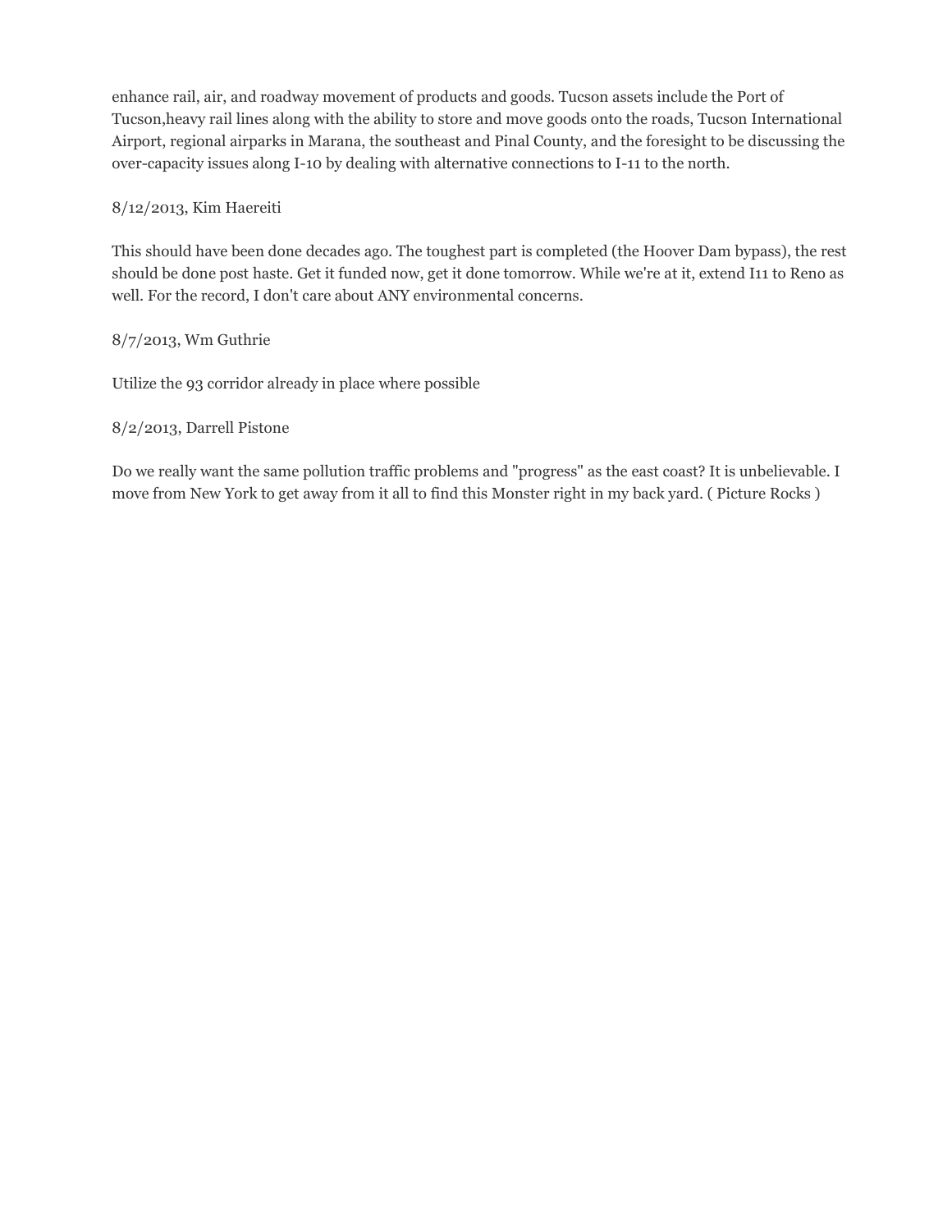enhance rail, air, and roadway movement of products and goods. Tucson assets include the Port of Tucson,heavy rail lines along with the ability to store and move goods onto the roads, Tucson International Airport, regional airparks in Marana, the southeast and Pinal County, and the foresight to be discussing the over-capacity issues along I-10 by dealing with alternative connections to I-11 to the north.

8/12/2013, Kim Haereiti

This should have been done decades ago. The toughest part is completed (the Hoover Dam bypass), the rest should be done post haste. Get it funded now, get it done tomorrow. While we're at it, extend I11 to Reno as well. For the record, I don't care about ANY environmental concerns.

8/7/2013, Wm Guthrie

Utilize the 93 corridor already in place where possible

8/2/2013, Darrell Pistone

Do we really want the same pollution traffic problems and "progress" as the east coast? It is unbelievable. I move from New York to get away from it all to find this Monster right in my back yard. ( Picture Rocks )